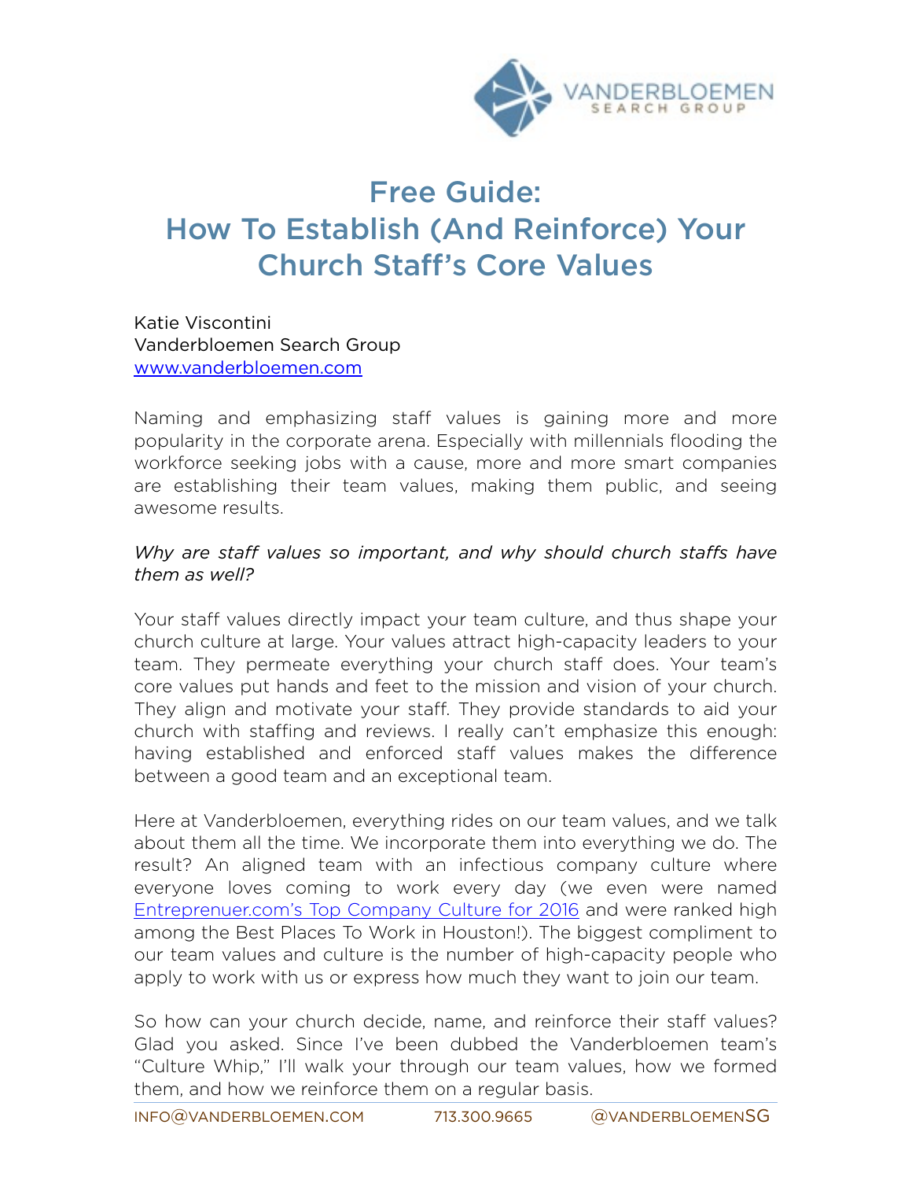# Free Guide: How To Establish (And Reinforce) Your Church Staff's Core Values

Katie Viscontini
Vanderbloemen Search Group
www.vanderbloemen.com

Naming and emphasizing staff values is gaining more and more popularity in the corporate arena. Especially with millennials flooding the workforce seeking jobs with a cause, more and more smart companies are establishing their team values, making them public, and seeing awesome results.

*Why are staff values so important, and why should church staffs have them as well?*

Your staff values directly impact your team culture, and thus shape your church culture at large. Your values attract high-capacity leaders to your team. They permeate everything your church staff does. Your team's core values put hands and feet to the mission and vision of your church. They align and motivate your staff. They provide standards to aid your church with staffing and reviews. I really can't emphasize this enough: having established and enforced staff values makes the difference between a good team and an exceptional team.

Here at Vanderbloemen, everything rides on our team values, and we talk about them all the time. We incorporate them into everything we do. The result? An aligned team with an infectious company culture where everyone loves coming to work every day (we even were named Entreprenuer.com's Top Company Culture for 2016 and were ranked high among the Best Places To Work in Houston!). The biggest compliment to our team values and culture is the number of high-capacity people who apply to work with us or express how much they want to join our team.

So how can your church decide, name, and reinforce their staff values? Glad you asked. Since I've been dubbed the Vanderbloemen team's "Culture Whip," I'll walk your through our team values, how we formed them, and how we reinforce them on a regular basis.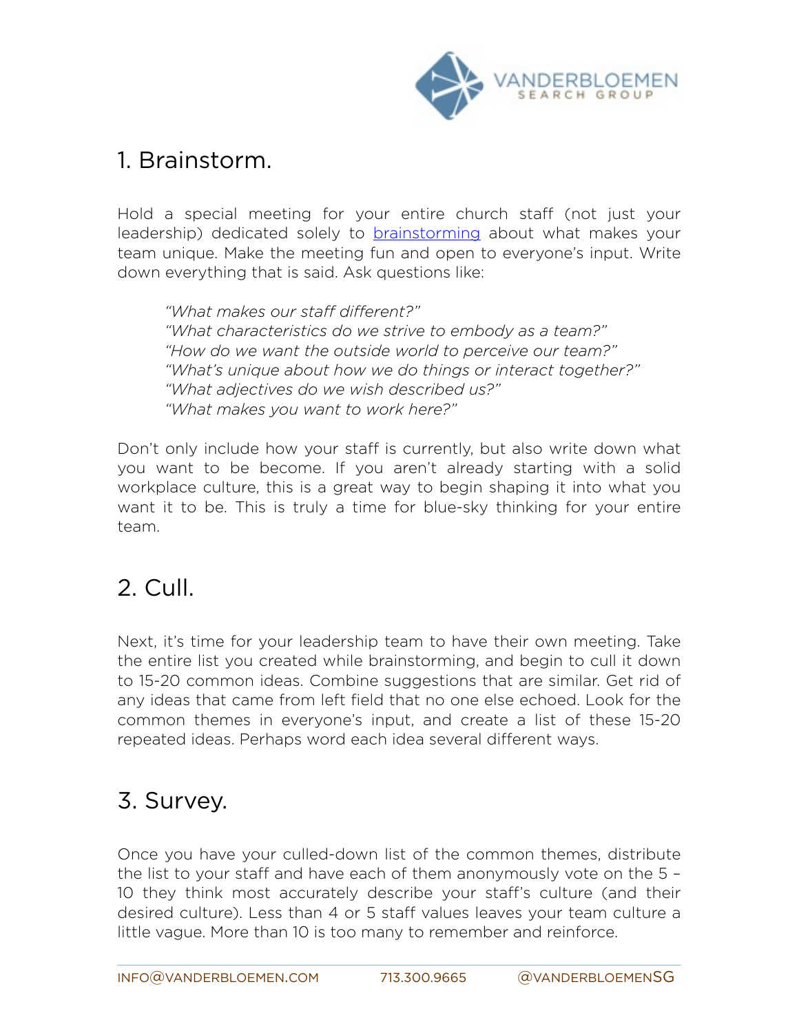## 1. Brainstorm.

Hold a special meeting for your entire church staff (not just your leadership) dedicated solely to [brainstorming] about what makes your team unique. Make the meeting fun and open to everyone's input. Write down everything that is said. Ask questions like:

> *"What makes our staff different?"*
> *"What characteristics do we strive to embody as a team?"*
> *"How do we want the outside world to perceive our team?"*
> *"What's unique about how we do things or interact together?"*
> *"What adjectives do we wish described us?"*
> *"What makes you want to work here?"*

Don't only include how your staff is currently, but also write down what you want to be become. If you aren't already starting with a solid workplace culture, this is a great way to begin shaping it into what you want it to be. This is truly a time for blue-sky thinking for your entire team.

## 2. Cull.

Next, it's time for your leadership team to have their own meeting. Take the entire list you created while brainstorming, and begin to cull it down to 15-20 common ideas. Combine suggestions that are similar. Get rid of any ideas that came from left field that no one else echoed. Look for the common themes in everyone's input, and create a list of these 15-20 repeated ideas. Perhaps word each idea several different ways.

## 3. Survey.

Once you have your culled-down list of the common themes, distribute the list to your staff and have each of them anonymously vote on the 5 – 10 they think most accurately describe your staff's culture (and their desired culture). Less than 4 or 5 staff values leaves your team culture a little vague. More than 10 is too many to remember and reinforce.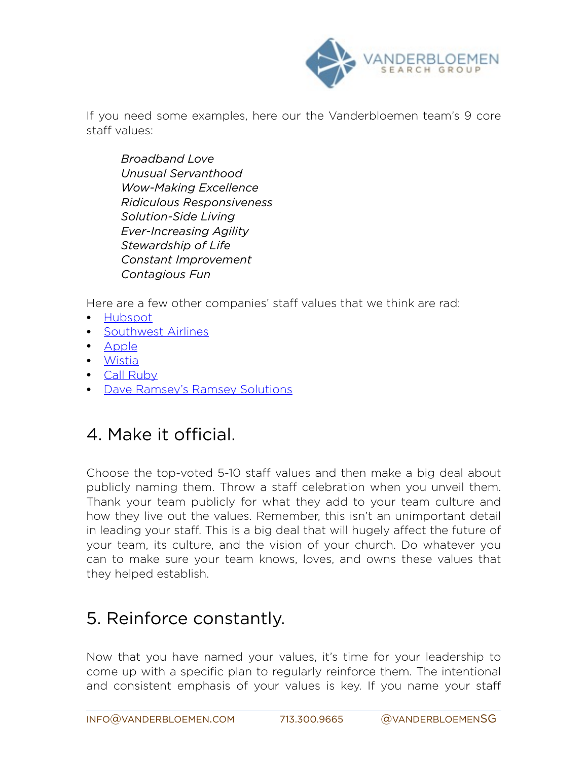If you need some examples, here our the Vanderbloemen team's 9 core staff values:

> *Broadband Love*
> *Unusual Servanthood*
> *Wow-Making Excellence*
> *Ridiculous Responsiveness*
> *Solution-Side Living*
> *Ever-Increasing Agility*
> *Stewardship of Life*
> *Constant Improvement*
> *Contagious Fun*

Here are a few other companies' staff values that we think are rad:

- Hubspot
- Southwest Airlines
- Apple
- Wistia
- Call Ruby
- Dave Ramsey's Ramsey Solutions

## 4. Make it official.

Choose the top-voted 5-10 staff values and then make a big deal about publicly naming them. Throw a staff celebration when you unveil them. Thank your team publicly for what they add to your team culture and how they live out the values. Remember, this isn't an unimportant detail in leading your staff. This is a big deal that will hugely affect the future of your team, its culture, and the vision of your church. Do whatever you can to make sure your team knows, loves, and owns these values that they helped establish.

## 5. Reinforce constantly.

Now that you have named your values, it's time for your leadership to come up with a specific plan to regularly reinforce them. The intentional and consistent emphasis of your values is key. If you name your staff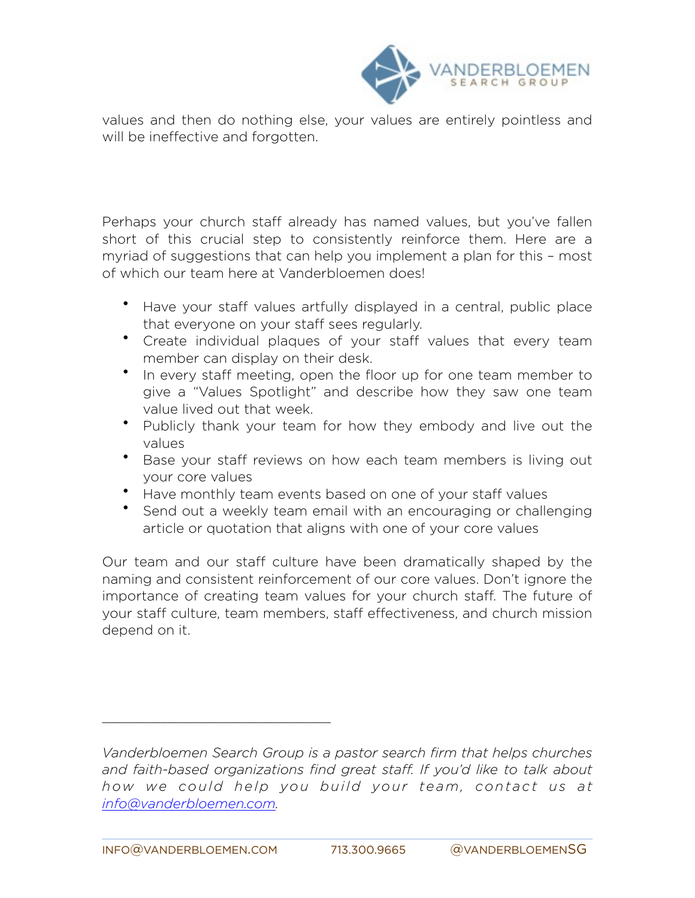values and then do nothing else, your values are entirely pointless and will be ineffective and forgotten.

Perhaps your church staff already has named values, but you've fallen short of this crucial step to consistently reinforce them. Here are a myriad of suggestions that can help you implement a plan for this – most of which our team here at Vanderbloemen does!

- Have your staff values artfully displayed in a central, public place that everyone on your staff sees regularly.
- Create individual plaques of your staff values that every team member can display on their desk.
- In every staff meeting, open the floor up for one team member to give a "Values Spotlight" and describe how they saw one team value lived out that week.
- Publicly thank your team for how they embody and live out the values
- Base your staff reviews on how each team members is living out your core values
- Have monthly team events based on one of your staff values
- Send out a weekly team email with an encouraging or challenging article or quotation that aligns with one of your core values

Our team and our staff culture have been dramatically shaped by the naming and consistent reinforcement of our core values. Don't ignore the importance of creating team values for your church staff. The future of your staff culture, team members, staff effectiveness, and church mission depend on it.

---

*Vanderbloemen Search Group is a pastor search firm that helps churches and faith-based organizations find great staff. If you'd like to talk about how we could help you build your team, contact us at [info@vanderbloemen.com](mailto:info@vanderbloemen.com).*